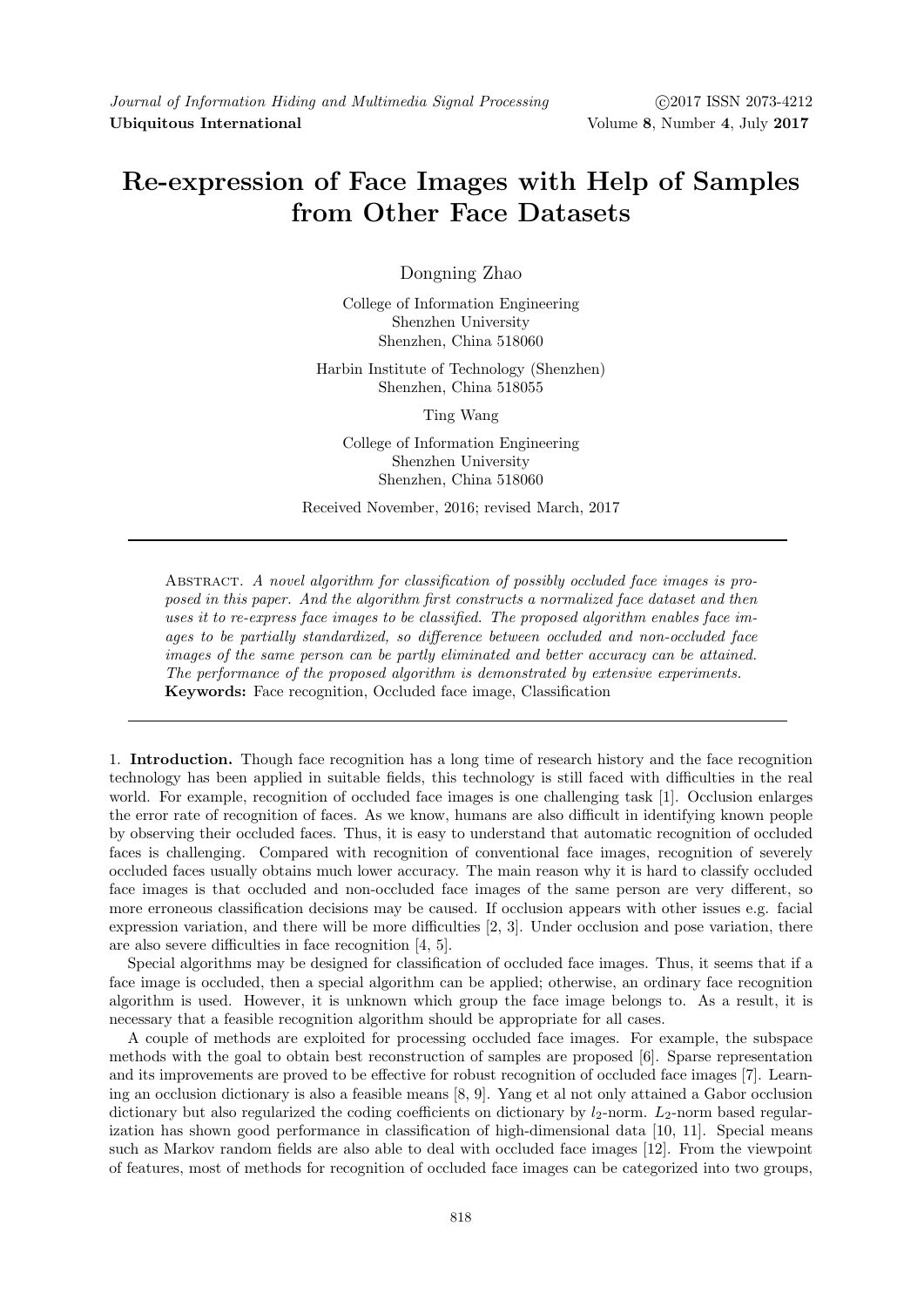# Re-expression of Face Images with Help of Samples from Other Face Datasets

Dongning Zhao

College of Information Engineering
Shenzhen University
Shenzhen, China 518060

Harbin Institute of Technology (Shenzhen)
Shenzhen, China 518055

Ting Wang

College of Information Engineering
Shenzhen University
Shenzhen, China 518060

Received November, 2016; revised March, 2017

---

Abstract. *A novel algorithm for classification of possibly occluded face images is proposed in this paper. And the algorithm first constructs a normalized face dataset and then uses it to re-express face images to be classified. The proposed algorithm enables face images to be partially standardized, so difference between occluded and non-occluded face images of the same person can be partly eliminated and better accuracy can be attained. The performance of the proposed algorithm is demonstrated by extensive experiments.*

**Keywords:** Face recognition, Occluded face image, Classification

---

## 1. Introduction.

Though face recognition has a long time of research history and the face recognition technology has been applied in suitable fields, this technology is still faced with difficulties in the real world. For example, recognition of occluded face images is one challenging task [1]. Occlusion enlarges the error rate of recognition of faces. As we know, humans are also difficult in identifying known people by observing their occluded faces. Thus, it is easy to understand that automatic recognition of occluded faces is challenging. Compared with recognition of conventional face images, recognition of severely occluded faces usually obtains much lower accuracy. The main reason why it is hard to classify occluded face images is that occluded and non-occluded face images of the same person are very different, so more erroneous classification decisions may be caused. If occlusion appears with other issues e.g. facial expression variation, and there will be more difficulties [2, 3]. Under occlusion and pose variation, there are also severe difficulties in face recognition [4, 5].

Special algorithms may be designed for classification of occluded face images. Thus, it seems that if a face image is occluded, then a special algorithm can be applied; otherwise, an ordinary face recognition algorithm is used. However, it is unknown which group the face image belongs to. As a result, it is necessary that a feasible recognition algorithm should be appropriate for all cases.

A couple of methods are exploited for processing occluded face images. For example, the subspace methods with the goal to obtain best reconstruction of samples are proposed [6]. Sparse representation and its improvements are proved to be effective for robust recognition of occluded face images [7]. Learning an occlusion dictionary is also a feasible means [8, 9]. Yang et al not only attained a Gabor occlusion dictionary but also regularized the coding coefficients on dictionary by $l_2$-norm. $L_2$-norm based regularization has shown good performance in classification of high-dimensional data [10, 11]. Special means such as Markov random fields are also able to deal with occluded face images [12]. From the viewpoint of features, most of methods for recognition of occluded face images can be categorized into two groups,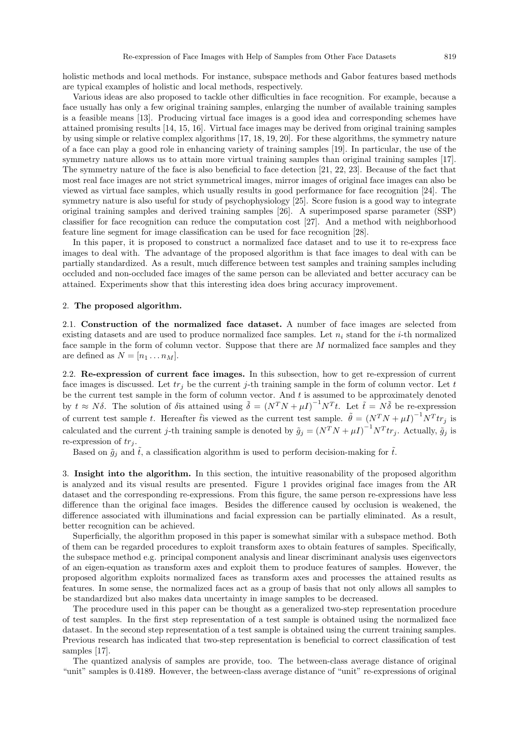holistic methods and local methods. For instance, subspace methods and Gabor features based methods are typical examples of holistic and local methods, respectively.

Various ideas are also proposed to tackle other difficulties in face recognition. For example, because a face usually has only a few original training samples, enlarging the number of available training samples is a feasible means [13]. Producing virtual face images is a good idea and corresponding schemes have attained promising results [14, 15, 16]. Virtual face images may be derived from original training samples by using simple or relative complex algorithms [17, 18, 19, 20]. For these algorithms, the symmetry nature of a face can play a good role in enhancing variety of training samples [19]. In particular, the use of the symmetry nature allows us to attain more virtual training samples than original training samples [17]. The symmetry nature of the face is also beneficial to face detection [21, 22, 23]. Because of the fact that most real face images are not strict symmetrical images, mirror images of original face images can also be viewed as virtual face samples, which usually results in good performance for face recognition [24]. The symmetry nature is also useful for study of psychophysiology [25]. Score fusion is a good way to integrate original training samples and derived training samples [26]. A superimposed sparse parameter (SSP) classifier for face recognition can reduce the computation cost [27]. And a method with neighborhood feature line segment for image classification can be used for face recognition [28].

In this paper, it is proposed to construct a normalized face dataset and to use it to re-express face images to deal with. The advantage of the proposed algorithm is that face images to deal with can be partially standardized. As a result, much difference between test samples and training samples including occluded and non-occluded face images of the same person can be alleviated and better accuracy can be attained. Experiments show that this interesting idea does bring accuracy improvement.

## 2. The proposed algorithm.

**2.1. Construction of the normalized face dataset.** A number of face images are selected from existing datasets and are used to produce normalized face samples. Let $n_i$ stand for the $i$-th normalized face sample in the form of column vector. Suppose that there are $M$ normalized face samples and they are defined as $N = [n_1 \dots n_M]$.

**2.2. Re-expression of current face images.** In this subsection, how to get re-expression of current face images is discussed. Let $tr_j$ be the current $j$-th training sample in the form of column vector. Let $t$ be the current test sample in the form of column vector. And $t$ is assumed to be approximately denoted by $t \approx N\delta$. The solution of $\delta$is attained using $\tilde{\delta} = (N^T N + \mu I)^{-1} N^T t$. Let $\tilde{t} = N\tilde{\delta}$ be re-expression of current test sample $t$. Hereafter $\tilde{t}$is viewed as the current test sample. $\tilde{\theta} = (N^T N + \mu I)^{-1} N^T tr_j$ is calculated and the current $j$-th training sample is denoted by $\tilde{g}_j = (N^T N + \mu I)^{-1} N^T tr_j$. Actually, $\tilde{g}_j$ is re-expression of $tr_j$.

Based on $\tilde{g}_j$ and $\tilde{t}$, a classification algorithm is used to perform decision-making for $\tilde{t}$.

## 3. Insight into the algorithm.

In this section, the intuitive reasonability of the proposed algorithm is analyzed and its visual results are presented. Figure 1 provides original face images from the AR dataset and the corresponding re-expressions. From this figure, the same person re-expressions have less difference than the original face images. Besides the difference caused by occlusion is weakened, the difference associated with illuminations and facial expression can be partially eliminated. As a result, better recognition can be achieved.

Superficially, the algorithm proposed in this paper is somewhat similar with a subspace method. Both of them can be regarded procedures to exploit transform axes to obtain features of samples. Specifically, the subspace method e.g. principal component analysis and linear discriminant analysis uses eigenvectors of an eigen-equation as transform axes and exploit them to produce features of samples. However, the proposed algorithm exploits normalized faces as transform axes and processes the attained results as features. In some sense, the normalized faces act as a group of basis that not only allows all samples to be standardized but also makes data uncertainty in image samples to be decreased.

The procedure used in this paper can be thought as a generalized two-step representation procedure of test samples. In the first step representation of a test sample is obtained using the normalized face dataset. In the second step representation of a test sample is obtained using the current training samples. Previous research has indicated that two-step representation is beneficial to correct classification of test samples [17].

The quantized analysis of samples are provide, too. The between-class average distance of original "unit" samples is 0.4189. However, the between-class average distance of "unit" re-expressions of original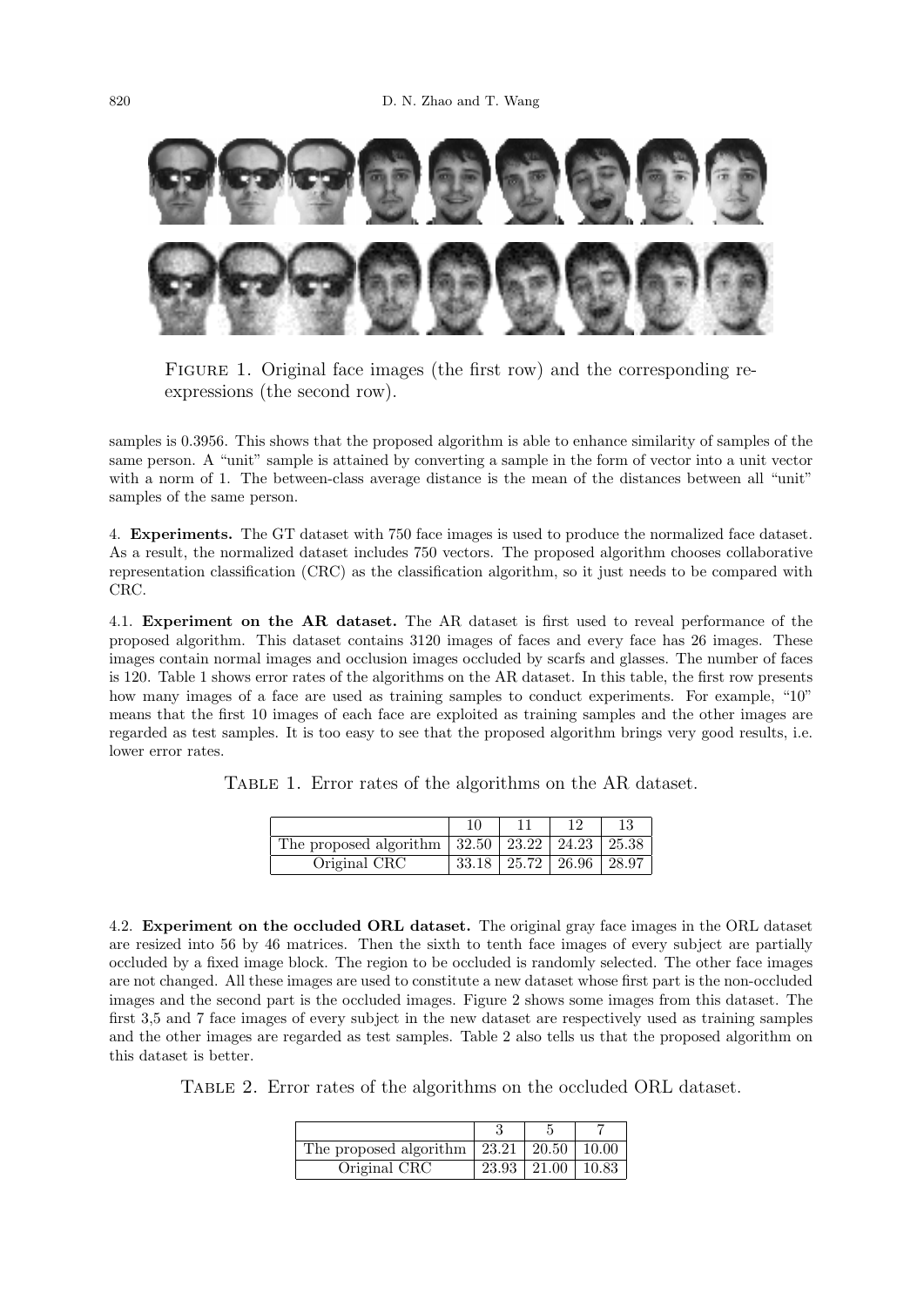FIGURE 1. Original face images (the first row) and the corresponding re-expressions (the second row).

samples is 0.3956. This shows that the proposed algorithm is able to enhance similarity of samples of the same person. A "unit" sample is attained by converting a sample in the form of vector into a unit vector with a norm of 1. The between-class average distance is the mean of the distances between all "unit" samples of the same person.

**4. Experiments.** The GT dataset with 750 face images is used to produce the normalized face dataset. As a result, the normalized dataset includes 750 vectors. The proposed algorithm chooses collaborative representation classification (CRC) as the classification algorithm, so it just needs to be compared with CRC.

**4.1. Experiment on the AR dataset.** The AR dataset is first used to reveal performance of the proposed algorithm. This dataset contains 3120 images of faces and every face has 26 images. These images contain normal images and occlusion images occluded by scarfs and glasses. The number of faces is 120. Table 1 shows error rates of the algorithms on the AR dataset. In this table, the first row presents how many images of a face are used as training samples to conduct experiments. For example, "10" means that the first 10 images of each face are exploited as training samples and the other images are regarded as test samples. It is too easy to see that the proposed algorithm brings very good results, i.e. lower error rates.

TABLE 1. Error rates of the algorithms on the AR dataset.

| | 10 | 11 | 12 | 13 |
|---|---|---|---|---|
| The proposed algorithm | 32.50 | 23.22 | 24.23 | 25.38 |
| Original CRC | 33.18 | 25.72 | 26.96 | 28.97 |

**4.2. Experiment on the occluded ORL dataset.** The original gray face images in the ORL dataset are resized into 56 by 46 matrices. Then the sixth to tenth face images of every subject are partially occluded by a fixed image block. The region to be occluded is randomly selected. The other face images are not changed. All these images are used to constitute a new dataset whose first part is the non-occluded images and the second part is the occluded images. Figure 2 shows some images from this dataset. The first 3,5 and 7 face images of every subject in the new dataset are respectively used as training samples and the other images are regarded as test samples. Table 2 also tells us that the proposed algorithm on this dataset is better.

TABLE 2. Error rates of the algorithms on the occluded ORL dataset.

| | 3 | 5 | 7 |
|---|---|---|---|
| The proposed algorithm | 23.21 | 20.50 | 10.00 |
| Original CRC | 23.93 | 21.00 | 10.83 |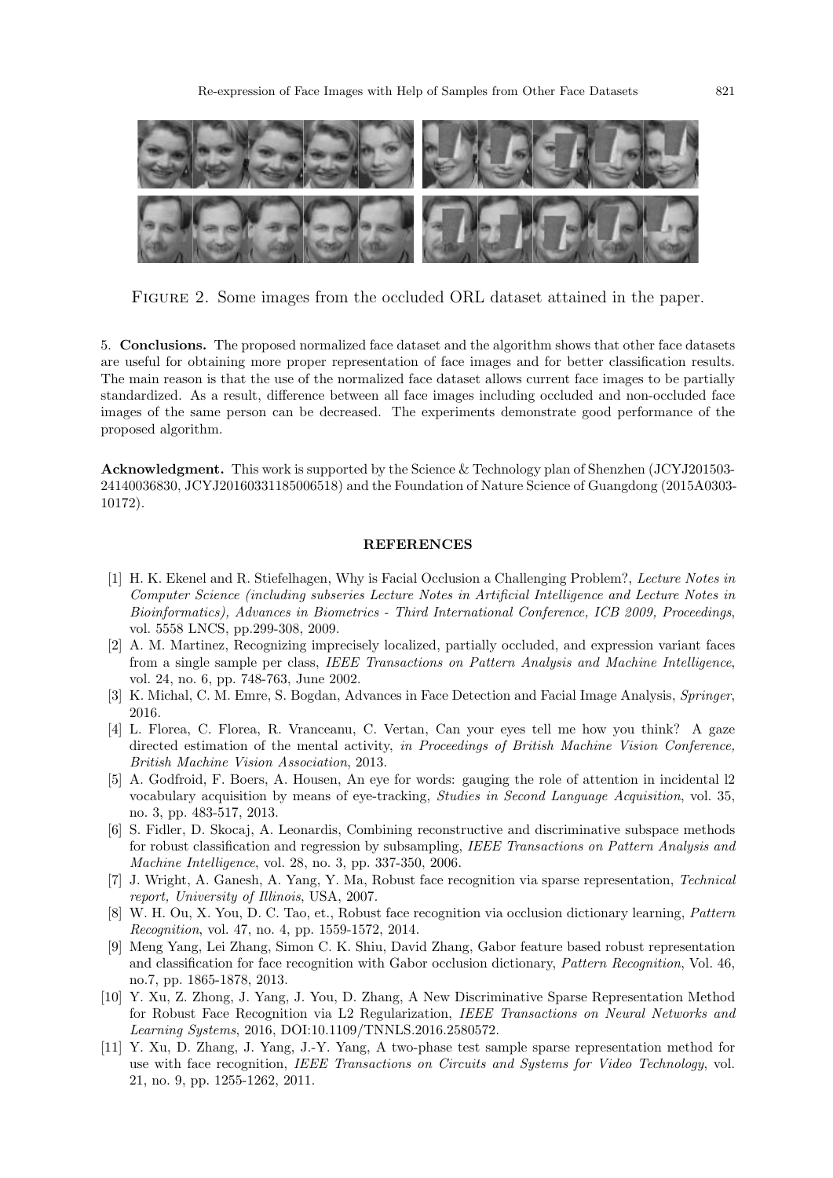Figure 2. Some images from the occluded ORL dataset attained in the paper.

5. **Conclusions.** The proposed normalized face dataset and the algorithm shows that other face datasets are useful for obtaining more proper representation of face images and for better classification results. The main reason is that the use of the normalized face dataset allows current face images to be partially standardized. As a result, difference between all face images including occluded and non-occluded face images of the same person can be decreased. The experiments demonstrate good performance of the proposed algorithm.

**Acknowledgment.** This work is supported by the Science & Technology plan of Shenzhen (JCYJ20150324140036830, JCYJ20160331185006518) and the Foundation of Nature Science of Guangdong (2015A030310172).

## REFERENCES

[1] H. K. Ekenel and R. Stiefelhagen, Why is Facial Occlusion a Challenging Problem?, *Lecture Notes in Computer Science (including subseries Lecture Notes in Artificial Intelligence and Lecture Notes in Bioinformatics), Advances in Biometrics - Third International Conference, ICB 2009, Proceedings*, vol. 5558 LNCS, pp.299-308, 2009.

[2] A. M. Martinez, Recognizing imprecisely localized, partially occluded, and expression variant faces from a single sample per class, *IEEE Transactions on Pattern Analysis and Machine Intelligence*, vol. 24, no. 6, pp. 748-763, June 2002.

[3] K. Michal, C. M. Emre, S. Bogdan, Advances in Face Detection and Facial Image Analysis, *Springer*, 2016.

[4] L. Florea, C. Florea, R. Vranceanu, C. Vertan, Can your eyes tell me how you think? A gaze directed estimation of the mental activity, *in Proceedings of British Machine Vision Conference, British Machine Vision Association*, 2013.

[5] A. Godfroid, F. Boers, A. Housen, An eye for words: gauging the role of attention in incidental l2 vocabulary acquisition by means of eye-tracking, *Studies in Second Language Acquisition*, vol. 35, no. 3, pp. 483-517, 2013.

[6] S. Fidler, D. Skocaj, A. Leonardis, Combining reconstructive and discriminative subspace methods for robust classification and regression by subsampling, *IEEE Transactions on Pattern Analysis and Machine Intelligence*, vol. 28, no. 3, pp. 337-350, 2006.

[7] J. Wright, A. Ganesh, A. Yang, Y. Ma, Robust face recognition via sparse representation, *Technical report, University of Illinois*, USA, 2007.

[8] W. H. Ou, X. You, D. C. Tao, et., Robust face recognition via occlusion dictionary learning, *Pattern Recognition*, vol. 47, no. 4, pp. 1559-1572, 2014.

[9] Meng Yang, Lei Zhang, Simon C. K. Shiu, David Zhang, Gabor feature based robust representation and classification for face recognition with Gabor occlusion dictionary, *Pattern Recognition*, Vol. 46, no.7, pp. 1865-1878, 2013.

[10] Y. Xu, Z. Zhong, J. Yang, J. You, D. Zhang, A New Discriminative Sparse Representation Method for Robust Face Recognition via L2 Regularization, *IEEE Transactions on Neural Networks and Learning Systems*, 2016, DOI:10.1109/TNNLS.2016.2580572.

[11] Y. Xu, D. Zhang, J. Yang, J.-Y. Yang, A two-phase test sample sparse representation method for use with face recognition, *IEEE Transactions on Circuits and Systems for Video Technology*, vol. 21, no. 9, pp. 1255-1262, 2011.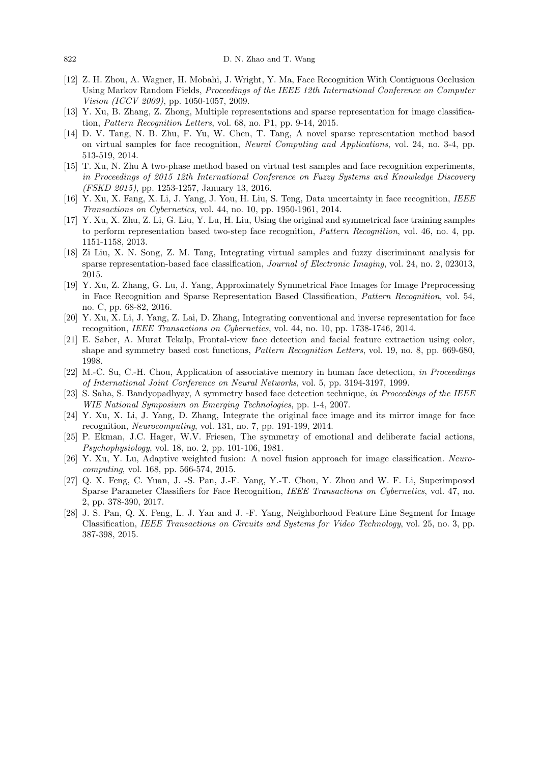[12] Z. H. Zhou, A. Wagner, H. Mobahi, J. Wright, Y. Ma, Face Recognition With Contiguous Occlusion Using Markov Random Fields, *Proceedings of the IEEE 12th International Conference on Computer Vision (ICCV 2009)*, pp. 1050-1057, 2009.

[13] Y. Xu, B. Zhang, Z. Zhong, Multiple representations and sparse representation for image classification, *Pattern Recognition Letters*, vol. 68, no. P1, pp. 9-14, 2015.

[14] D. V. Tang, N. B. Zhu, F. Yu, W. Chen, T. Tang, A novel sparse representation method based on virtual samples for face recognition, *Neural Computing and Applications*, vol. 24, no. 3-4, pp. 513-519, 2014.

[15] T. Xu, N. Zhu A two-phase method based on virtual test samples and face recognition experiments, *in Proceedings of 2015 12th International Conference on Fuzzy Systems and Knowledge Discovery (FSKD 2015)*, pp. 1253-1257, January 13, 2016.

[16] Y. Xu, X. Fang, X. Li, J. Yang, J. You, H. Liu, S. Teng, Data uncertainty in face recognition, *IEEE Transactions on Cybernetics*, vol. 44, no. 10, pp. 1950-1961, 2014.

[17] Y. Xu, X. Zhu, Z. Li, G. Liu, Y. Lu, H. Liu, Using the original and symmetrical face training samples to perform representation based two-step face recognition, *Pattern Recognition*, vol. 46, no. 4, pp. 1151-1158, 2013.

[18] Zi Liu, X. N. Song, Z. M. Tang, Integrating virtual samples and fuzzy discriminant analysis for sparse representation-based face classification, *Journal of Electronic Imaging*, vol. 24, no. 2, 023013, 2015.

[19] Y. Xu, Z. Zhang, G. Lu, J. Yang, Approximately Symmetrical Face Images for Image Preprocessing in Face Recognition and Sparse Representation Based Classification, *Pattern Recognition*, vol. 54, no. C, pp. 68-82, 2016.

[20] Y. Xu, X. Li, J. Yang, Z. Lai, D. Zhang, Integrating conventional and inverse representation for face recognition, *IEEE Transactions on Cybernetics*, vol. 44, no. 10, pp. 1738-1746, 2014.

[21] E. Saber, A. Murat Tekalp, Frontal-view face detection and facial feature extraction using color, shape and symmetry based cost functions, *Pattern Recognition Letters*, vol. 19, no. 8, pp. 669-680, 1998.

[22] M.-C. Su, C.-H. Chou, Application of associative memory in human face detection, *in Proceedings of International Joint Conference on Neural Networks*, vol. 5, pp. 3194-3197, 1999.

[23] S. Saha, S. Bandyopadhyay, A symmetry based face detection technique, *in Proceedings of the IEEE WIE National Symposium on Emerging Technologies*, pp. 1-4, 2007.

[24] Y. Xu, X. Li, J. Yang, D. Zhang, Integrate the original face image and its mirror image for face recognition, *Neurocomputing*, vol. 131, no. 7, pp. 191-199, 2014.

[25] P. Ekman, J.C. Hager, W.V. Friesen, The symmetry of emotional and deliberate facial actions, *Psychophysiology*, vol. 18, no. 2, pp. 101-106, 1981.

[26] Y. Xu, Y. Lu, Adaptive weighted fusion: A novel fusion approach for image classification. *Neurocomputing*, vol. 168, pp. 566-574, 2015.

[27] Q. X. Feng, C. Yuan, J. -S. Pan, J.-F. Yang, Y.-T. Chou, Y. Zhou and W. F. Li, Superimposed Sparse Parameter Classifiers for Face Recognition, *IEEE Transactions on Cybernetics*, vol. 47, no. 2, pp. 378-390, 2017.

[28] J. S. Pan, Q. X. Feng, L. J. Yan and J. -F. Yang, Neighborhood Feature Line Segment for Image Classification, *IEEE Transactions on Circuits and Systems for Video Technology*, vol. 25, no. 3, pp. 387-398, 2015.